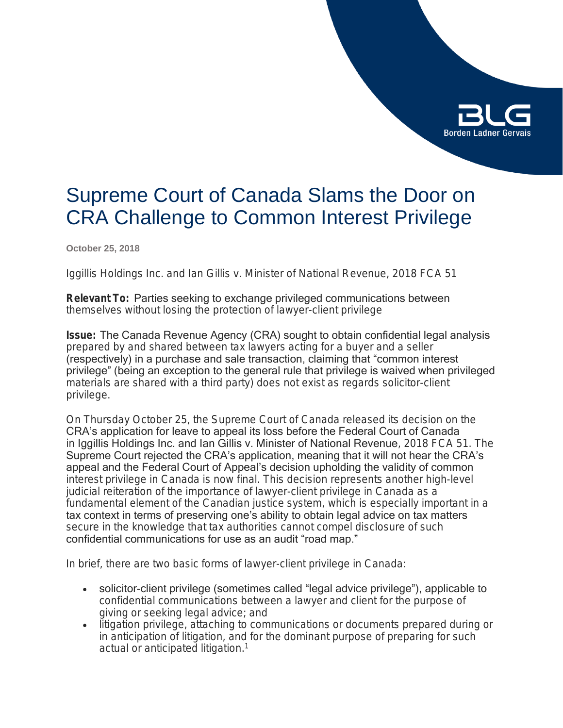# Supreme Court of Canada Slams the Door on CRA Challenge to Common Interest Privilege

**October 25, 2018**

Iggillis Holdings Inc. and Ian Gillis v. Minister of National Revenue, 2018 FCA 51

**Relevant To:** Parties seeking to exchange privileged communications between themselves without losing the protection of lawyer-client privilege

**Issue:** The Canada Revenue Agency (CRA) sought to obtain confidential legal analysis prepared by and shared between tax lawyers acting for a buyer and a seller (respectively) in a purchase and sale transaction, claiming that "common interest privilege" (being an exception to the general rule that privilege is waived when privileged materials are shared with a third party) does not exist as regards solicitor-client privilege.

On Thursday October 25, the Supreme Court of Canada released its decision on the CRA's application for leave to appeal its loss before the Federal Court of Canada in Iggillis Holdings Inc. and Ian Gillis v. Minister of National Revenue, 2018 FCA 51. The Supreme Court rejected the CRA's application, meaning that it will not hear the CRA's appeal and the Federal Court of Appeal's decision upholding the validity of common interest privilege in Canada is now final. This decision represents another high-level judicial reiteration of the importance of lawyer-client privilege in Canada as a fundamental element of the Canadian justice system, which is especially important in a tax context in terms of preserving one's ability to obtain legal advice on tax matters secure in the knowledge that tax authorities cannot compel disclosure of such confidential communications for use as an audit "road map."

In brief, there are two basic forms of lawyer-client privilege in Canada:

- solicitor-client privilege (sometimes called "legal advice privilege"), applicable to confidential communications between a lawyer and client for the purpose of giving or seeking legal advice; and
- litigation privilege, attaching to communications or documents prepared during or in anticipation of litigation, and for the dominant purpose of preparing for such actual or anticipated litigation.[1]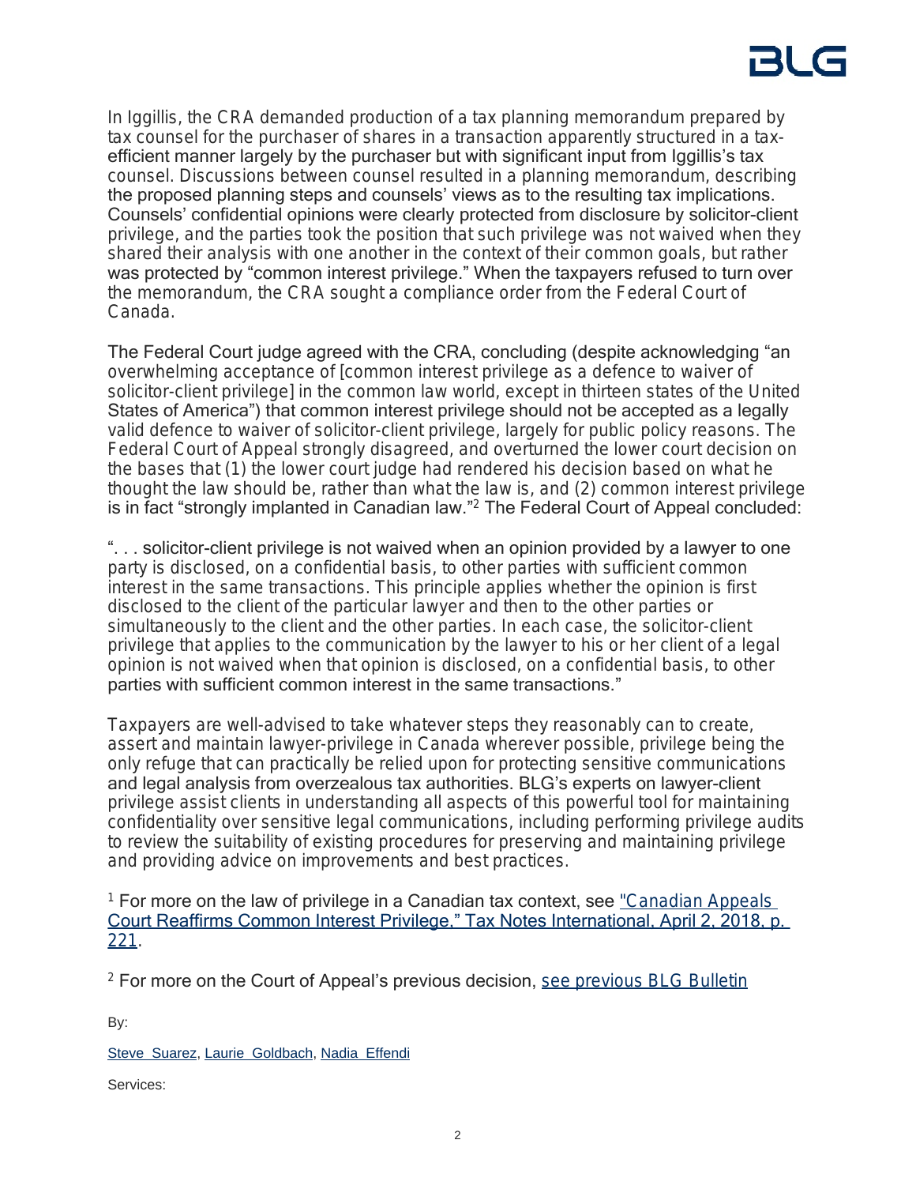In Iggillis, the CRA demanded production of a tax planning memorandum prepared by tax counsel for the purchaser of shares in a transaction apparently structured in a tax-efficient manner largely by the purchaser but with significant input from Iggillis's tax counsel. Discussions between counsel resulted in a planning memorandum, describing the proposed planning steps and counsels' views as to the resulting tax implications. Counsels' confidential opinions were clearly protected from disclosure by solicitor-client privilege, and the parties took the position that such privilege was not waived when they shared their analysis with one another in the context of their common goals, but rather was protected by "common interest privilege." When the taxpayers refused to turn over the memorandum, the CRA sought a compliance order from the Federal Court of Canada.

The Federal Court judge agreed with the CRA, concluding (despite acknowledging "an overwhelming acceptance of [common interest privilege as a defence to waiver of solicitor-client privilege] in the common law world, except in thirteen states of the United States of America") that common interest privilege should not be accepted as a legally valid defence to waiver of solicitor-client privilege, largely for public policy reasons. The Federal Court of Appeal strongly disagreed, and overturned the lower court decision on the bases that (1) the lower court judge had rendered his decision based on what he thought the law should be, rather than what the law is, and (2) common interest privilege is in fact "strongly implanted in Canadian law."[2] The Federal Court of Appeal concluded:

". . . solicitor-client privilege is not waived when an opinion provided by a lawyer to one party is disclosed, on a confidential basis, to other parties with sufficient common interest in the same transactions. This principle applies whether the opinion is first disclosed to the client of the particular lawyer and then to the other parties or simultaneously to the client and the other parties. In each case, the solicitor-client privilege that applies to the communication by the lawyer to his or her client of a legal opinion is not waived when that opinion is disclosed, on a confidential basis, to other parties with sufficient common interest in the same transactions."

Taxpayers are well-advised to take whatever steps they reasonably can to create, assert and maintain lawyer-privilege in Canada wherever possible, privilege being the only refuge that can practically be relied upon for protecting sensitive communications and legal analysis from overzealous tax authorities. BLG's experts on lawyer-client privilege assist clients in understanding all aspects of this powerful tool for maintaining confidentiality over sensitive legal communications, including performing privilege audits to review the suitability of existing procedures for preserving and maintaining privilege and providing advice on improvements and best practices.

[1] For more on the law of privilege in a Canadian tax context, see ["Canadian Appeals Court Reaffirms Common Interest Privilege," Tax Notes International, April 2, 2018, p. 221](#).

[2] For more on the Court of Appeal's previous decision, [see previous BLG Bulletin](#)

By:

[Steve Suarez](#), [Laurie Goldbach](#), [Nadia Effendi](#)

Services: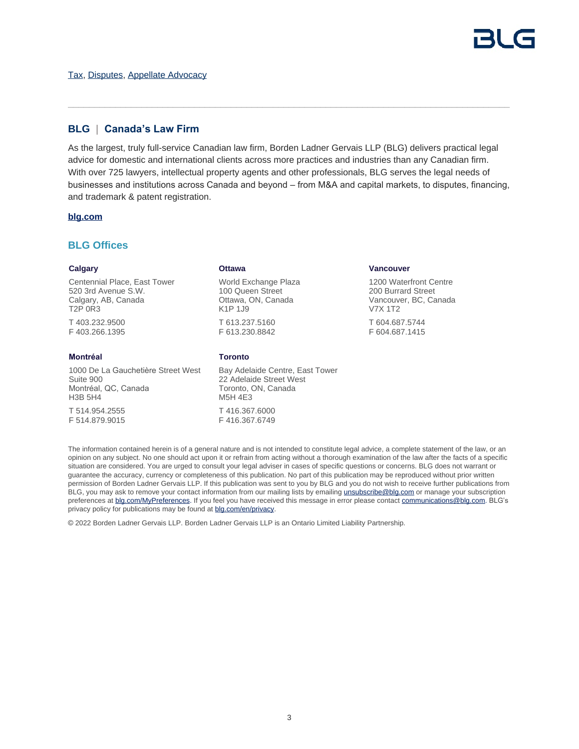Tax, Disputes, Appellate Advocacy

---

## BLG | Canada's Law Firm

As the largest, truly full-service Canadian law firm, Borden Ladner Gervais LLP (BLG) delivers practical legal advice for domestic and international clients across more practices and industries than any Canadian firm. With over 725 lawyers, intellectual property agents and other professionals, BLG serves the legal needs of businesses and institutions across Canada and beyond – from M&A and capital markets, to disputes, financing, and trademark & patent registration.

**blg.com**

## BLG Offices

**Calgary**

Centennial Place, East Tower
520 3rd Avenue S.W.
Calgary, AB, Canada
T2P 0R3

T 403.232.9500
F 403.266.1395

**Ottawa**

World Exchange Plaza
100 Queen Street
Ottawa, ON, Canada
K1P 1J9

T 613.237.5160
F 613.230.8842

**Vancouver**

1200 Waterfront Centre
200 Burrard Street
Vancouver, BC, Canada
V7X 1T2

T 604.687.5744
F 604.687.1415

**Montréal**

1000 De La Gauchetière Street West
Suite 900
Montréal, QC, Canada
H3B 5H4

T 514.954.2555
F 514.879.9015

**Toronto**

Bay Adelaide Centre, East Tower
22 Adelaide Street West
Toronto, ON, Canada
M5H 4E3

T 416.367.6000
F 416.367.6749

The information contained herein is of a general nature and is not intended to constitute legal advice, a complete statement of the law, or an opinion on any subject. No one should act upon it or refrain from acting without a thorough examination of the law after the facts of a specific situation are considered. You are urged to consult your legal adviser in cases of specific questions or concerns. BLG does not warrant or guarantee the accuracy, currency or completeness of this publication. No part of this publication may be reproduced without prior written permission of Borden Ladner Gervais LLP. If this publication was sent to you by BLG and you do not wish to receive further publications from BLG, you may ask to remove your contact information from our mailing lists by emailing unsubscribe@blg.com or manage your subscription preferences at blg.com/MyPreferences. If you feel you have received this message in error please contact communications@blg.com. BLG's privacy policy for publications may be found at blg.com/en/privacy.

© 2022 Borden Ladner Gervais LLP. Borden Ladner Gervais LLP is an Ontario Limited Liability Partnership.